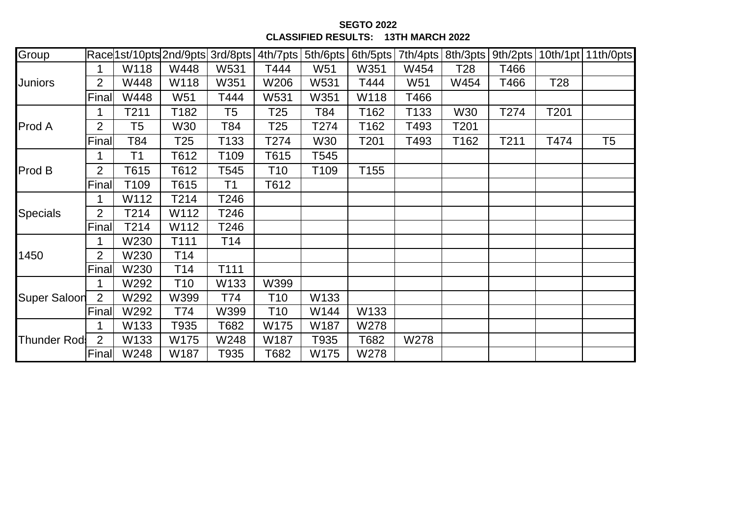**SEGTO 2022**

**CLASSIFIED RESULTS: 13TH MARCH 2022**

| Group | Race | 1st/10pts | 2nd/9pts | 3rd/8pts | 4th/7pts | 5th/6pts | 6th/5pts | 7th/4pts | 8th/3pts | 9th/2pts | 10th/1pt | 11th/0pts |
|---|---|---|---|---|---|---|---|---|---|---|---|---|
| Juniors | 1 | W118 | W448 | W531 | T444 | W51 | W351 | W454 | T28 | T466 | | |
| | 2 | W448 | W118 | W351 | W206 | W531 | T444 | W51 | W454 | T466 | T28 | |
| | Final | W448 | W51 | T444 | W531 | W351 | W118 | T466 | | | | |
| Prod A | 1 | T211 | T182 | T5 | T25 | T84 | T162 | T133 | W30 | T274 | T201 | |
| | 2 | T5 | W30 | T84 | T25 | T274 | T162 | T493 | T201 | | | |
| | Final | T84 | T25 | T133 | T274 | W30 | T201 | T493 | T162 | T211 | T474 | T5 |
| Prod B | 1 | T1 | T612 | T109 | T615 | T545 | | | | | | |
| | 2 | T615 | T612 | T545 | T10 | T109 | T155 | | | | | |
| | Final | T109 | T615 | T1 | T612 | | | | | | | |
| Specials | 1 | W112 | T214 | T246 | | | | | | | | |
| | 2 | T214 | W112 | T246 | | | | | | | | |
| | Final | T214 | W112 | T246 | | | | | | | | |
| 1450 | 1 | W230 | T111 | T14 | | | | | | | | |
| | 2 | W230 | T14 | | | | | | | | | |
| | Final | W230 | T14 | T111 | | | | | | | | |
| Super Saloon | 1 | W292 | T10 | W133 | W399 | | | | | | | |
| | 2 | W292 | W399 | T74 | T10 | W133 | | | | | | |
| | Final | W292 | T74 | W399 | T10 | W144 | W133 | | | | | |
| Thunder Rods | 1 | W133 | T935 | T682 | W175 | W187 | W278 | | | | | |
| | 2 | W133 | W175 | W248 | W187 | T935 | T682 | W278 | | | | |
| | Final | W248 | W187 | T935 | T682 | W175 | W278 | | | | | |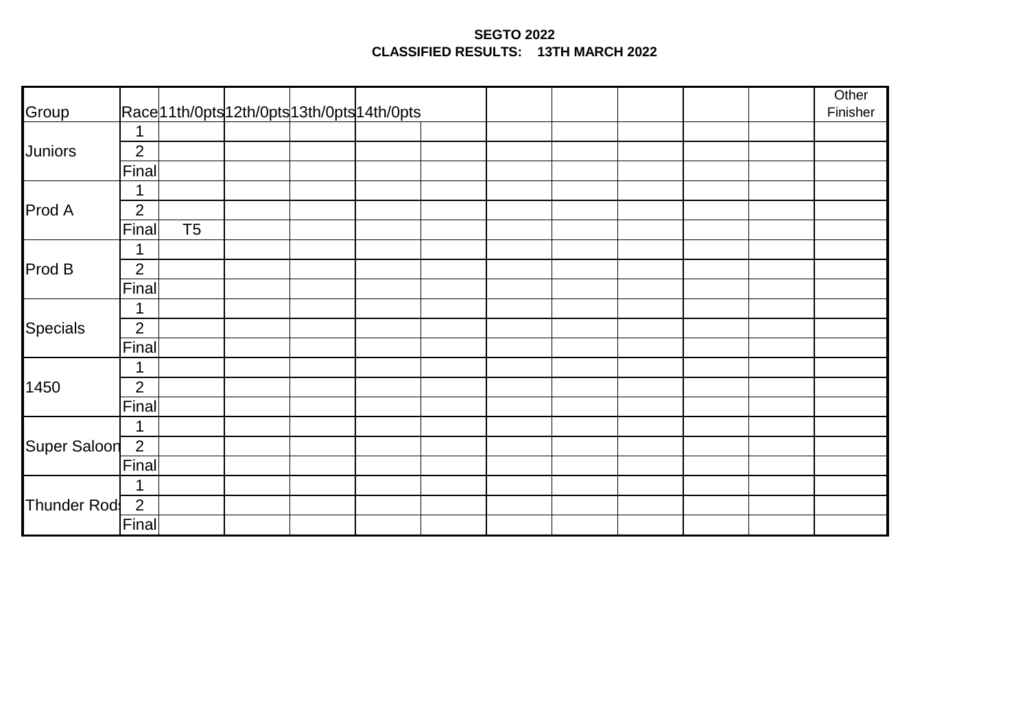**SEGTO 2022**
**CLASSIFIED RESULTS: 13TH MARCH 2022**

| Group | Race | 11th/0pts | 12th/0pts | 13th/0pts | 14th/0pts | | | | | | | Other Finisher |
|---|---|---|---|---|---|---|---|---|---|---|---|---|
| Juniors | 1 | | | | | | | | | | | |
| | 2 | | | | | | | | | | | |
| | Final | | | | | | | | | | | |
| Prod A | 1 | | | | | | | | | | | |
| | 2 | | | | | | | | | | | |
| | Final | T5 | | | | | | | | | | |
| Prod B | 1 | | | | | | | | | | | |
| | 2 | | | | | | | | | | | |
| | Final | | | | | | | | | | | |
| Specials | 1 | | | | | | | | | | | |
| | 2 | | | | | | | | | | | |
| | Final | | | | | | | | | | | |
| 1450 | 1 | | | | | | | | | | | |
| | 2 | | | | | | | | | | | |
| | Final | | | | | | | | | | | |
| Super Saloon | 1 | | | | | | | | | | | |
| | 2 | | | | | | | | | | | |
| | Final | | | | | | | | | | | |
| Thunder Rods | 1 | | | | | | | | | | | |
| | 2 | | | | | | | | | | | |
| | Final | | | | | | | | | | | |